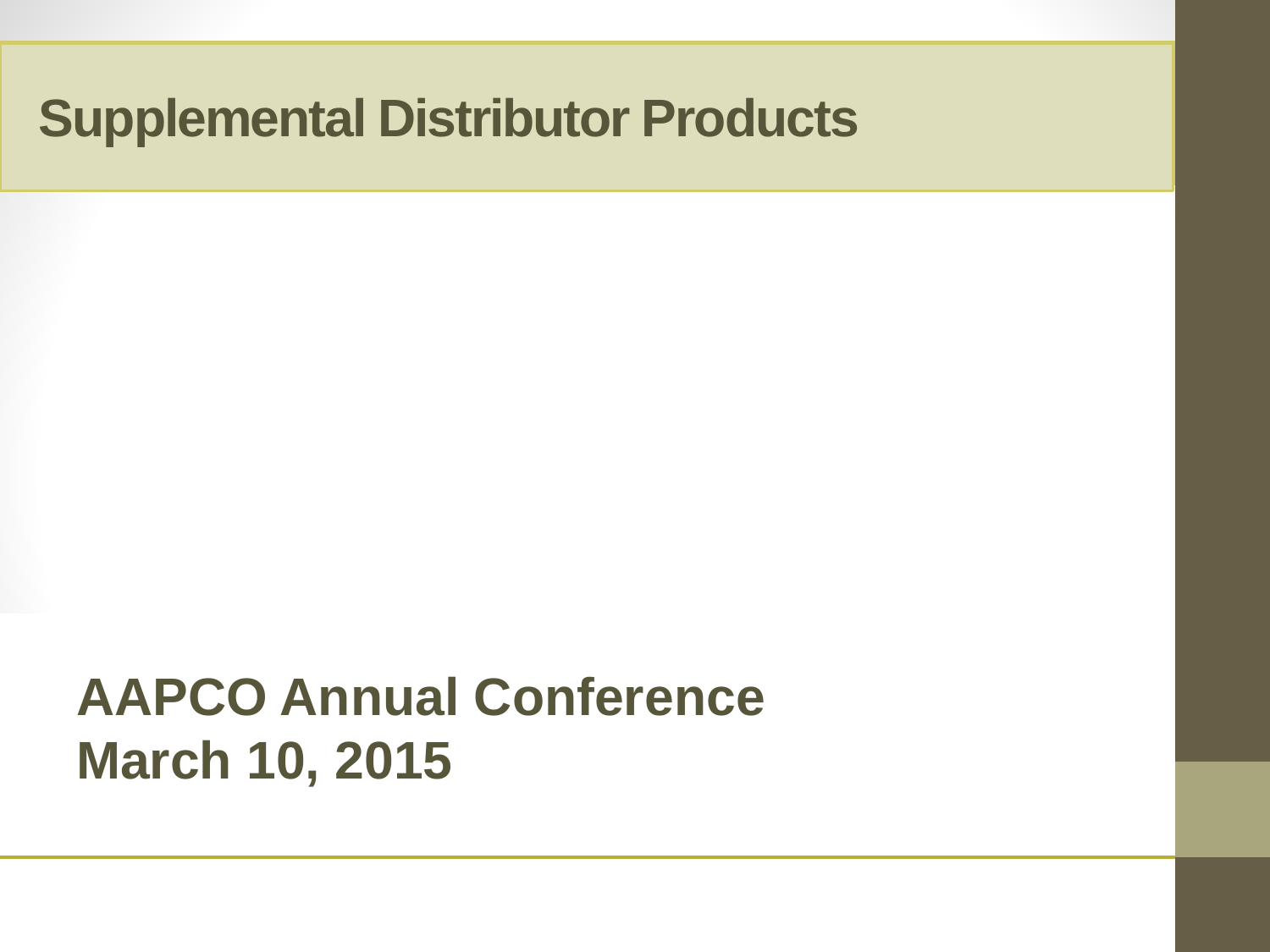# Supplemental Distributor Products

**AAPCO Annual Conference**
**March 10, 2015**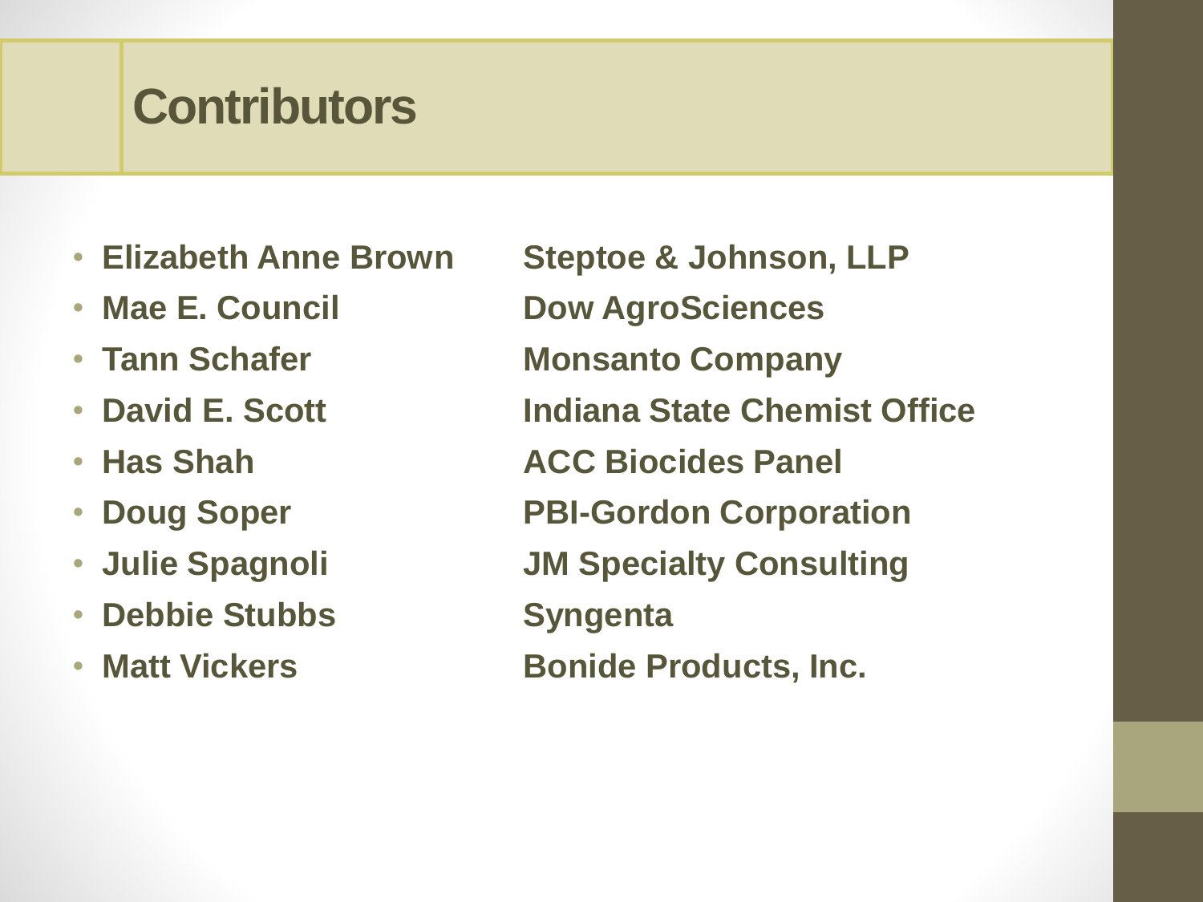# Contributors

- **Elizabeth Anne Brown** — **Steptoe & Johnson, LLP**
- **Mae E. Council** — **Dow AgroSciences**
- **Tann Schafer** — **Monsanto Company**
- **David E. Scott** — **Indiana State Chemist Office**
- **Has Shah** — **ACC Biocides Panel**
- **Doug Soper** — **PBI-Gordon Corporation**
- **Julie Spagnoli** — **JM Specialty Consulting**
- **Debbie Stubbs** — **Syngenta**
- **Matt Vickers** — **Bonide Products, Inc.**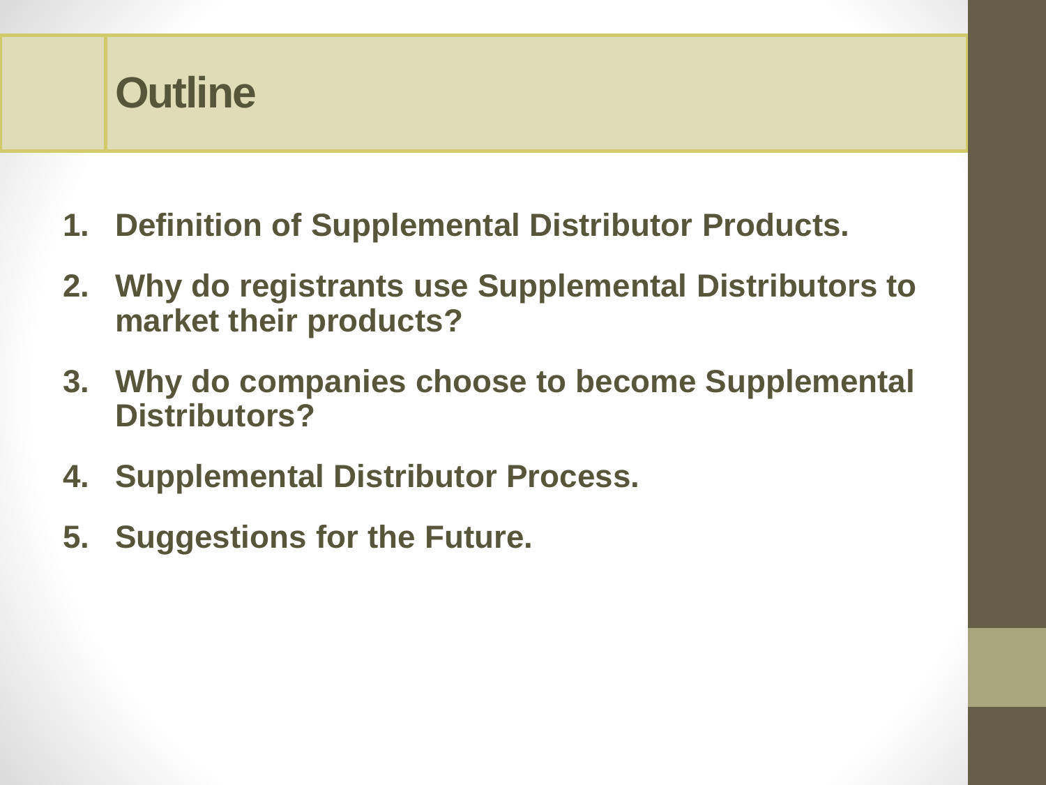# Outline

1. **Definition of Supplemental Distributor Products.**
2. **Why do registrants use Supplemental Distributors to market their products?**
3. **Why do companies choose to become Supplemental Distributors?**
4. **Supplemental Distributor Process.**
5. **Suggestions for the Future.**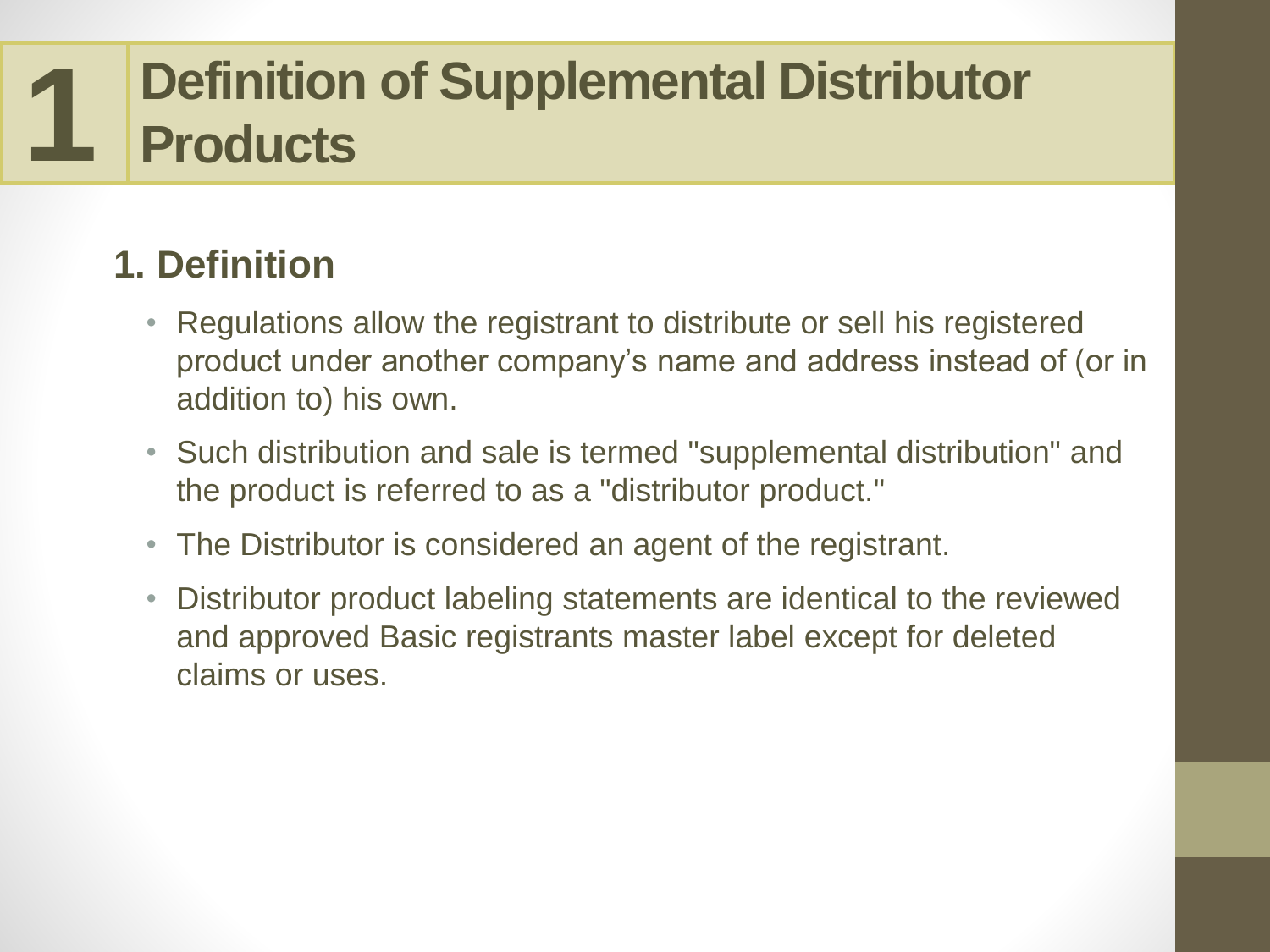# 1 Definition of Supplemental Distributor Products

## 1. Definition

- Regulations allow the registrant to distribute or sell his registered product under another company's name and address instead of (or in addition to) his own.
- Such distribution and sale is termed "supplemental distribution" and the product is referred to as a "distributor product."
- The Distributor is considered an agent of the registrant.
- Distributor product labeling statements are identical to the reviewed and approved Basic registrants master label except for deleted claims or uses.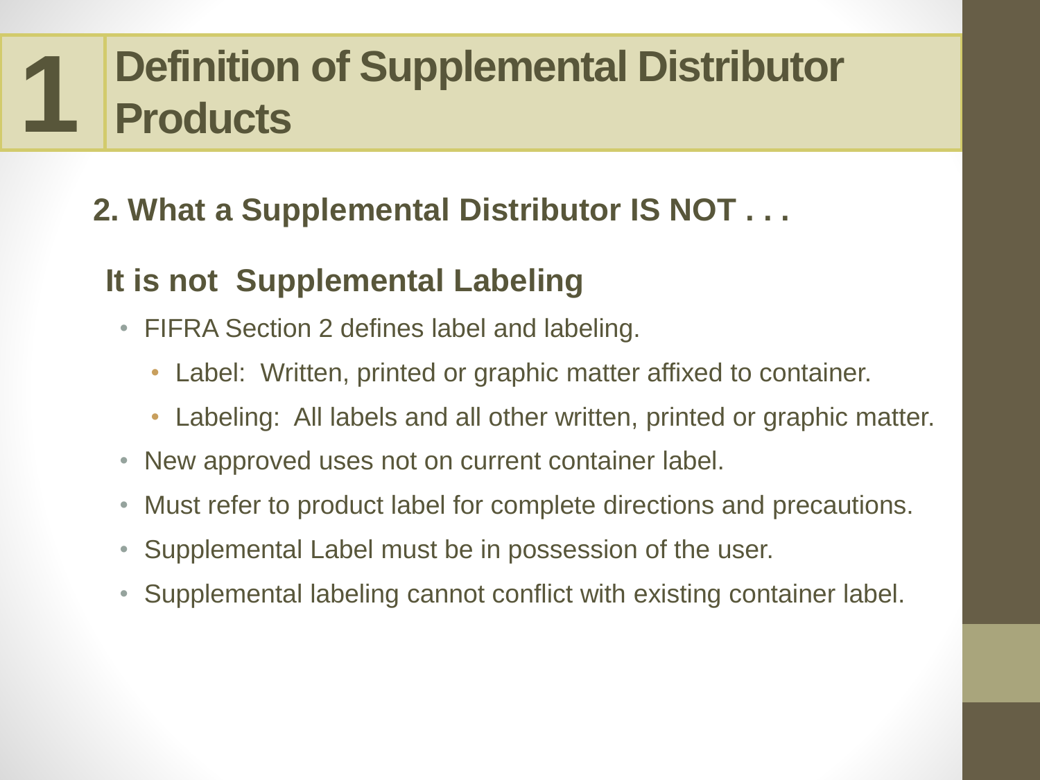# 1 Definition of Supplemental Distributor Products

## 2. What a Supplemental Distributor IS NOT . . .

### It is not  Supplemental Labeling

- FIFRA Section 2 defines label and labeling.
  - Label:  Written, printed or graphic matter affixed to container.
  - Labeling:  All labels and all other written, printed or graphic matter.
- New approved uses not on current container label.
- Must refer to product label for complete directions and precautions.
- Supplemental Label must be in possession of the user.
- Supplemental labeling cannot conflict with existing container label.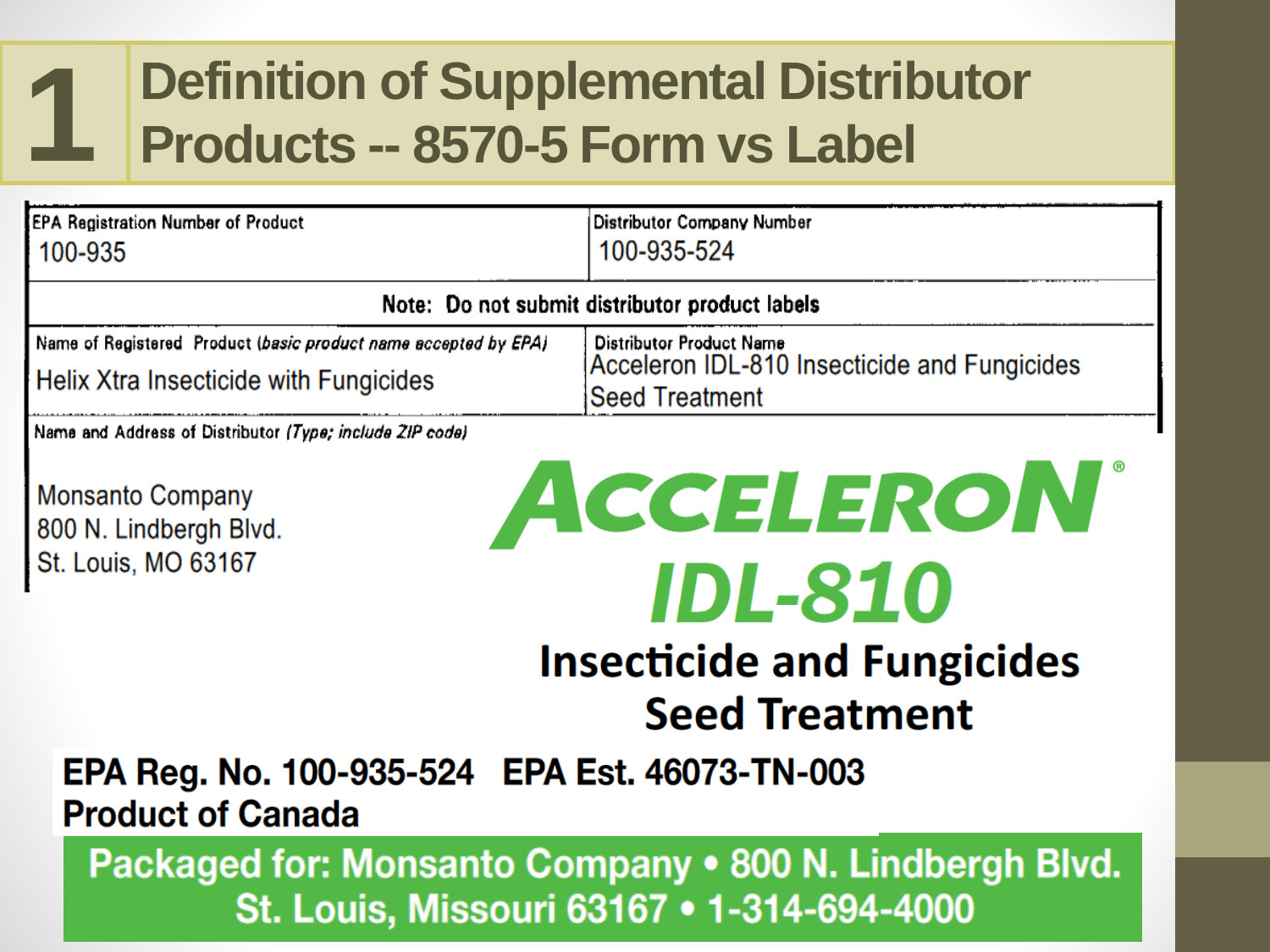# 1 Definition of Supplemental Distributor Products -- 8570-5 Form vs Label

| EPA Registration Number of Product | Distributor Company Number |
| --- | --- |
| 100-935 | 100-935-524 |
| **Note: Do not submit distributor product labels** | |
| Name of Registered Product (*basic product name accepted by EPA*) | Distributor Product Name |
| Helix Xtra Insecticide with Fungicides | Acceleron IDL-810 Insecticide and Fungicides Seed Treatment |

Name and Address of Distributor *(Type; include ZIP code)*

Monsanto Company
800 N. Lindbergh Blvd.
St. Louis, MO 63167

**ACCELERON®**
**IDL-810**
**Insecticide and Fungicides Seed Treatment**

**EPA Reg. No. 100-935-524 EPA Est. 46073-TN-003**
**Product of Canada**

**Packaged for: Monsanto Company • 800 N. Lindbergh Blvd. St. Louis, Missouri 63167 • 1-314-694-4000**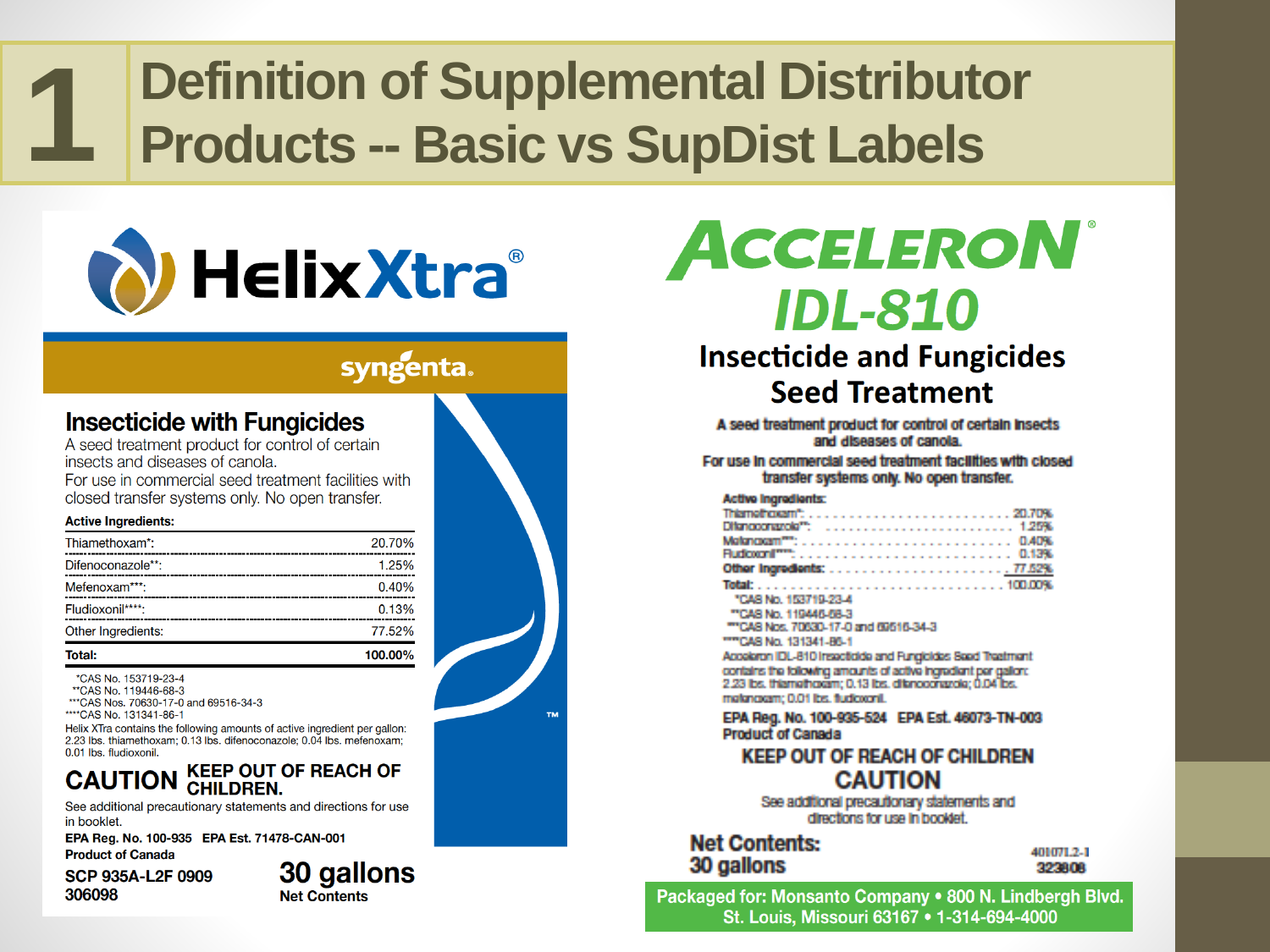# 1 Definition of Supplemental Distributor Products -- Basic vs SupDist Labels

## HelixXtra®

syngenta.

### Insecticide with Fungicides

A seed treatment product for control of certain insects and diseases of canola.

For use in commercial seed treatment facilities with closed transfer systems only. No open transfer.

| Active Ingredients: | |
|---|---|
| Thiamethoxam*: | 20.70% |
| Difenoconazole**: | 1.25% |
| Mefenoxam***: | 0.40% |
| Fludioxonil****: | 0.13% |
| Other Ingredients: | 77.52% |
| **Total:** | **100.00%** |

*CAS No. 153719-23-4
**CAS No. 119446-68-3
***CAS Nos. 70630-17-0 and 69516-34-3
****CAS No. 131341-86-1

Helix XTra contains the following amounts of active ingredient per gallon: 2.23 lbs. thiamethoxam; 0.13 lbs. difenoconazole; 0.04 lbs. mefenoxam; 0.01 lbs. fludioxonil.

**CAUTION** **KEEP OUT OF REACH OF CHILDREN.**

See additional precautionary statements and directions for use in booklet.

**EPA Reg. No. 100-935 EPA Est. 71478-CAN-001**

**Product of Canada**

**SCP 935A-L2F 0909**
**306098**

**30 gallons**
**Net Contents**

TM

## ACCELERON® IDL-810

### Insecticide and Fungicides Seed Treatment

**A seed treatment product for control of certain insects and diseases of canola.**

**For use in commercial seed treatment facilities with closed transfer systems only. No open transfer.**

| **Active Ingredients:** | |
|---|---|
| Thiamethoxam*: | 20.70% |
| Difenoconazole**: | 1.25% |
| Mefenoxam***: | 0.40% |
| Fludioxonil****: | 0.13% |
| **Other Ingredients:** | 77.52% |
| **Total:** | 100.00% |

*CAS No. 153719-23-4
**CAS No. 119446-68-3
***CAS Nos. 70630-17-0 and 69516-34-3
****CAS No. 131341-86-1

Acceleron IDL-810 Insecticide and Fungicides Seed Treatment contains the following amounts of active ingredient per gallon: 2.23 lbs. thiamethoxam; 0.13 lbs. difenoconazole; 0.04 lbs. mefenoxam; 0.01 lbs. fludioxonil.

**EPA Reg. No. 100-935-524 EPA Est. 46073-TN-003**
**Product of Canada**

**KEEP OUT OF REACH OF CHILDREN**
**CAUTION**

See additional precautionary statements and directions for use in booklet.

**Net Contents:**
**30 gallons**

401071.2-1
323808

**Packaged for: Monsanto Company • 800 N. Lindbergh Blvd. St. Louis, Missouri 63167 • 1-314-694-4000**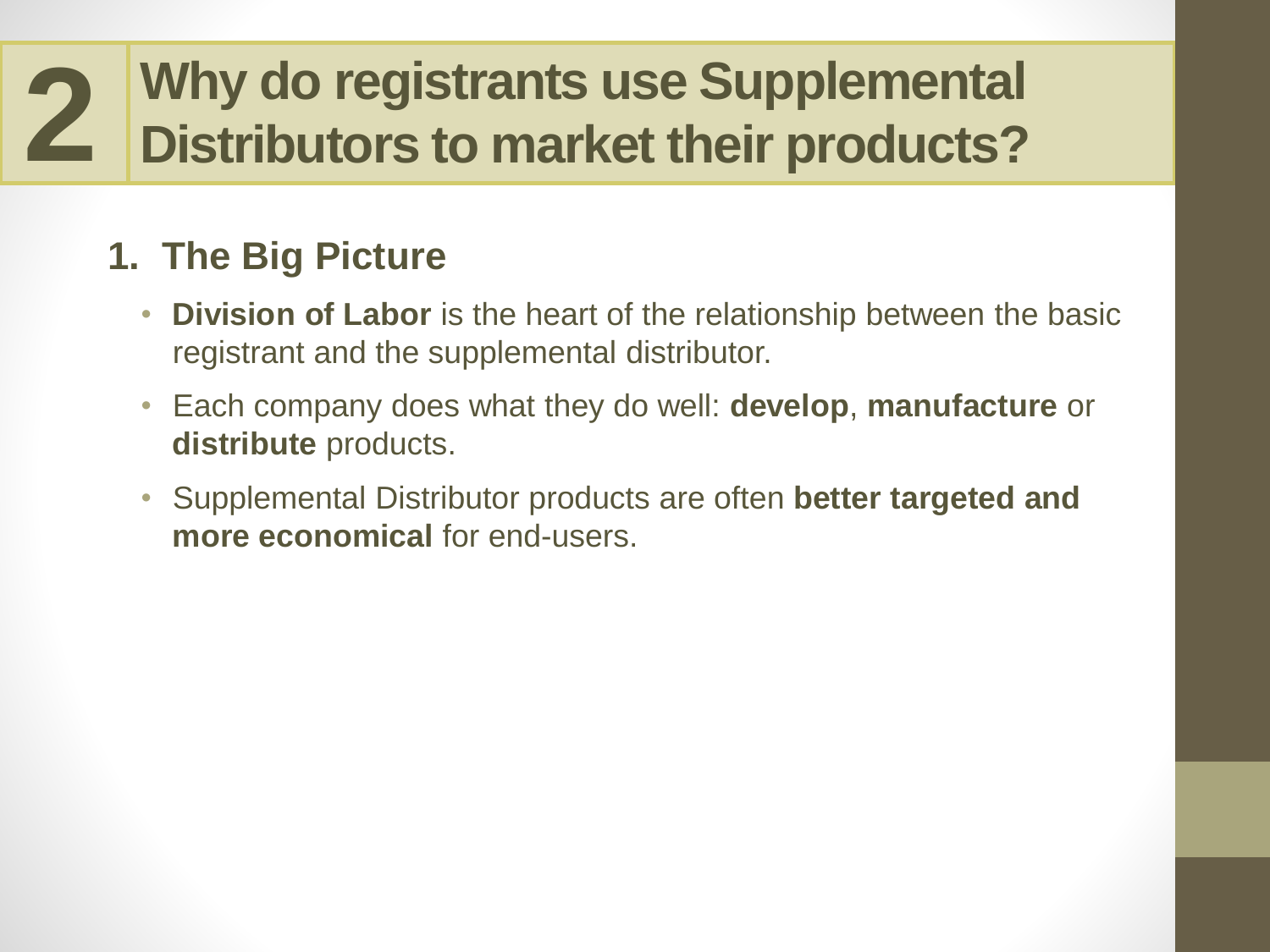# 2 Why do registrants use Supplemental Distributors to market their products?

## 1. The Big Picture

- **Division of Labor** is the heart of the relationship between the basic registrant and the supplemental distributor.
- Each company does what they do well: **develop**, **manufacture** or **distribute** products.
- Supplemental Distributor products are often **better targeted and more economical** for end-users.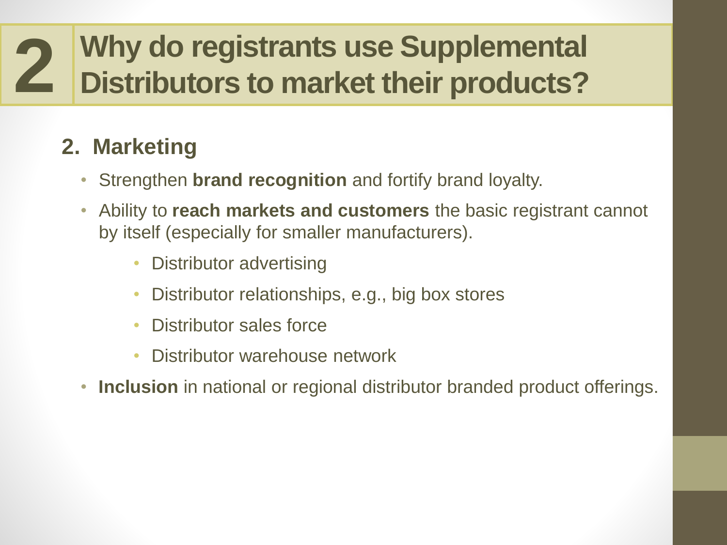# 2 Why do registrants use Supplemental Distributors to market their products?

## 2. Marketing

- Strengthen **brand recognition** and fortify brand loyalty.
- Ability to **reach markets and customers** the basic registrant cannot by itself (especially for smaller manufacturers).
  - Distributor advertising
  - Distributor relationships, e.g., big box stores
  - Distributor sales force
  - Distributor warehouse network
- **Inclusion** in national or regional distributor branded product offerings.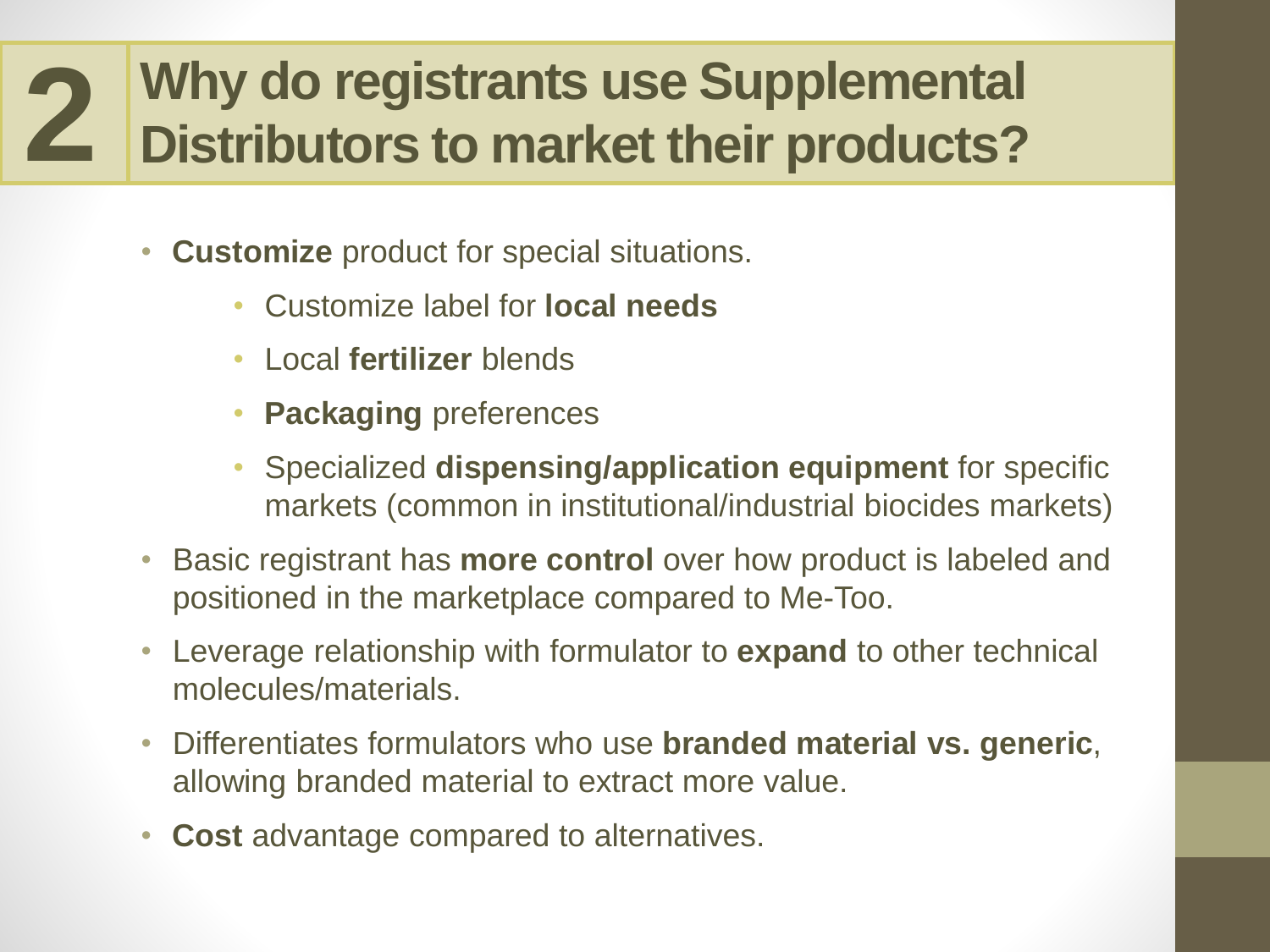# 2 Why do registrants use Supplemental Distributors to market their products?

- **Customize** product for special situations.
  - Customize label for **local needs**
  - Local **fertilizer** blends
  - **Packaging** preferences
  - Specialized **dispensing/application equipment** for specific markets (common in institutional/industrial biocides markets)
- Basic registrant has **more control** over how product is labeled and positioned in the marketplace compared to Me-Too.
- Leverage relationship with formulator to **expand** to other technical molecules/materials.
- Differentiates formulators who use **branded material vs. generic**, allowing branded material to extract more value.
- **Cost** advantage compared to alternatives.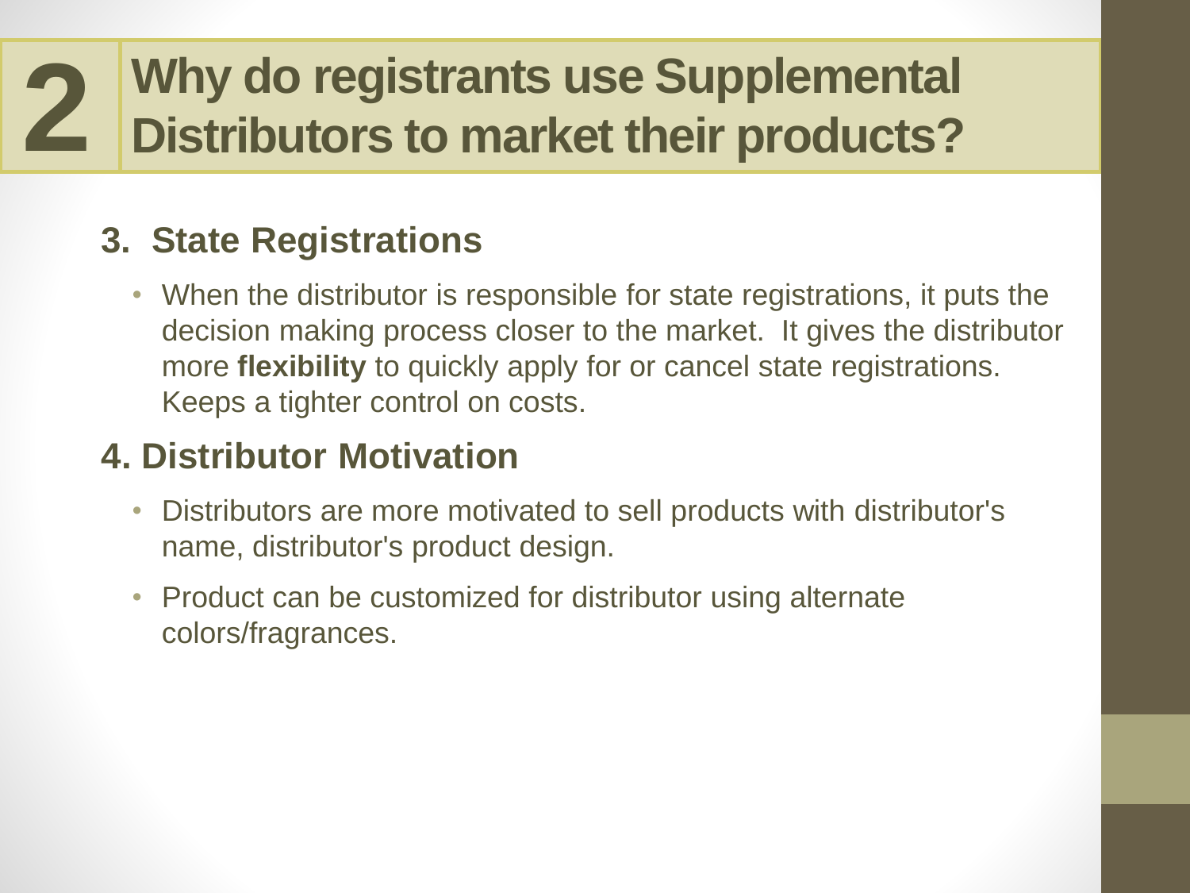# 2 Why do registrants use Supplemental Distributors to market their products?

### 3. State Registrations

- When the distributor is responsible for state registrations, it puts the decision making process closer to the market. It gives the distributor more **flexibility** to quickly apply for or cancel state registrations. Keeps a tighter control on costs.

### 4. Distributor Motivation

- Distributors are more motivated to sell products with distributor's name, distributor's product design.
- Product can be customized for distributor using alternate colors/fragrances.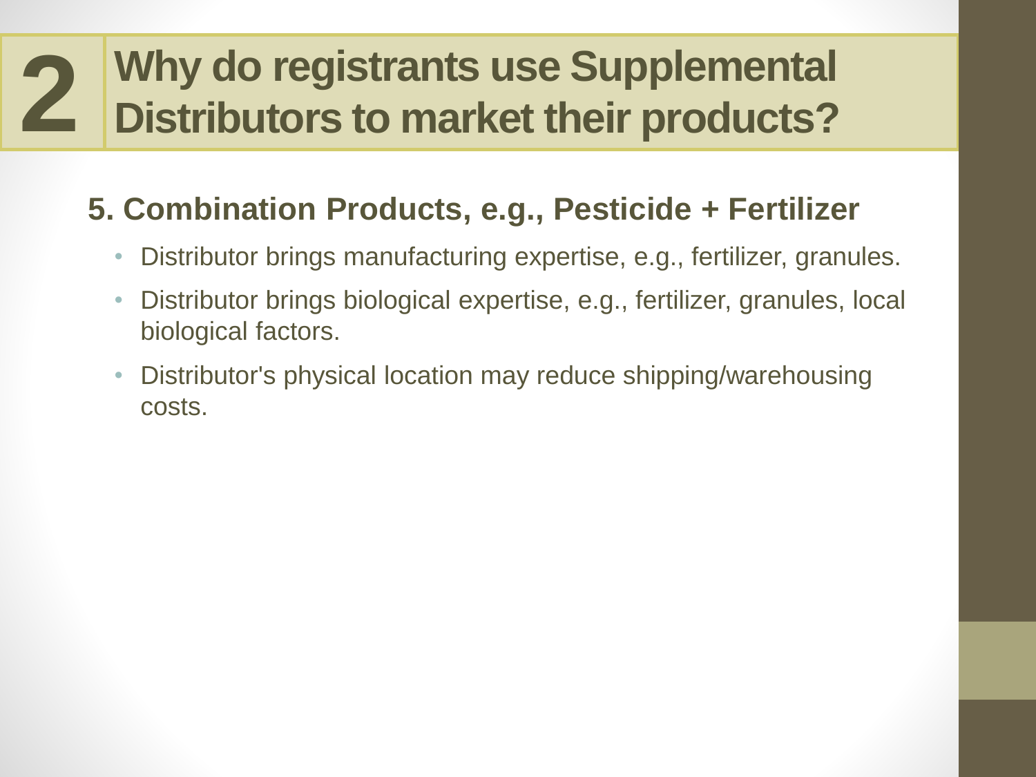# 2 Why do registrants use Supplemental Distributors to market their products?

## 5. Combination Products, e.g., Pesticide + Fertilizer

- Distributor brings manufacturing expertise, e.g., fertilizer, granules.
- Distributor brings biological expertise, e.g., fertilizer, granules, local biological factors.
- Distributor's physical location may reduce shipping/warehousing costs.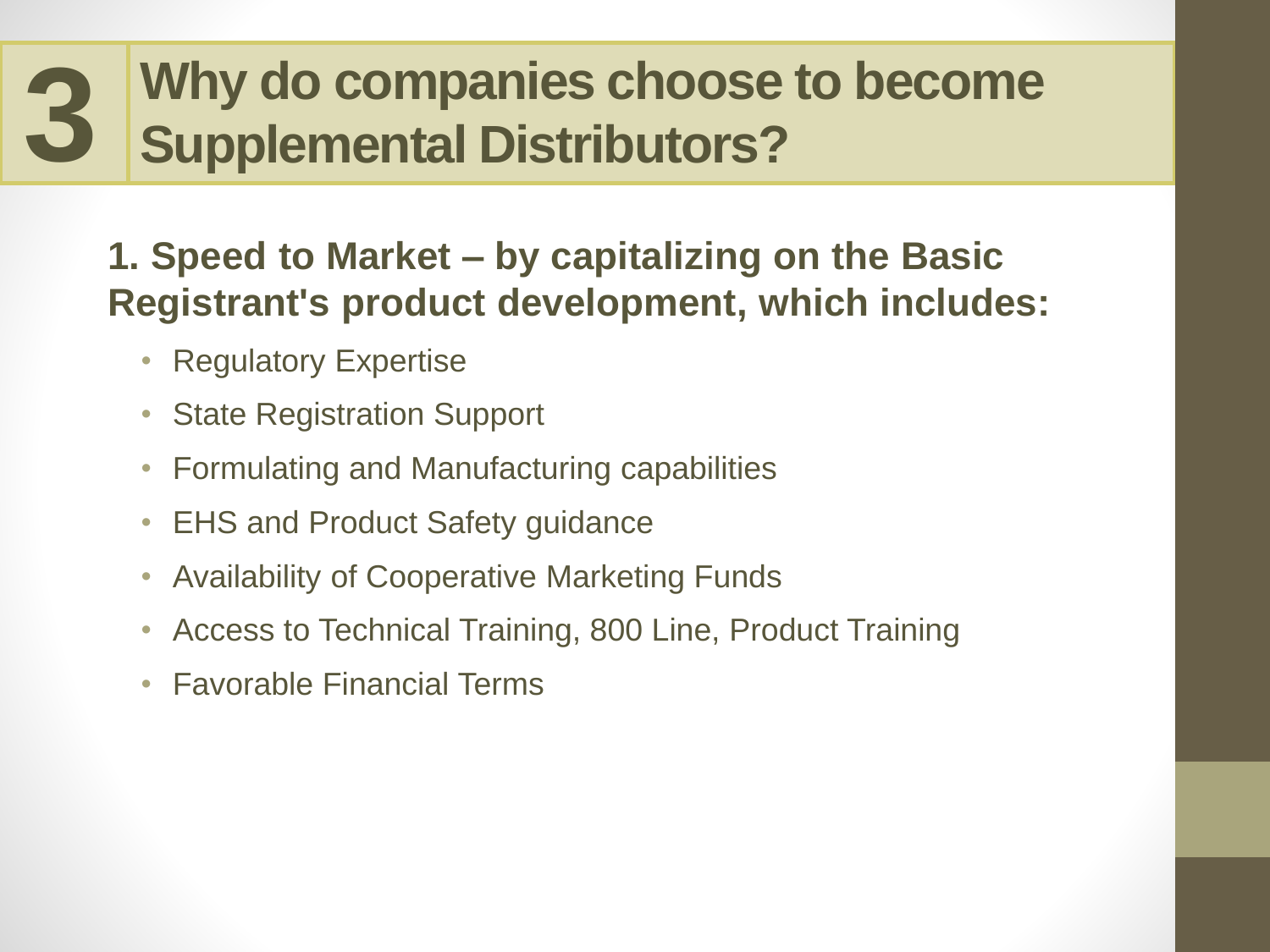# 3 Why do companies choose to become Supplemental Distributors?

**1. Speed to Market – by capitalizing on the Basic Registrant's product development, which includes:**

- Regulatory Expertise
- State Registration Support
- Formulating and Manufacturing capabilities
- EHS and Product Safety guidance
- Availability of Cooperative Marketing Funds
- Access to Technical Training, 800 Line, Product Training
- Favorable Financial Terms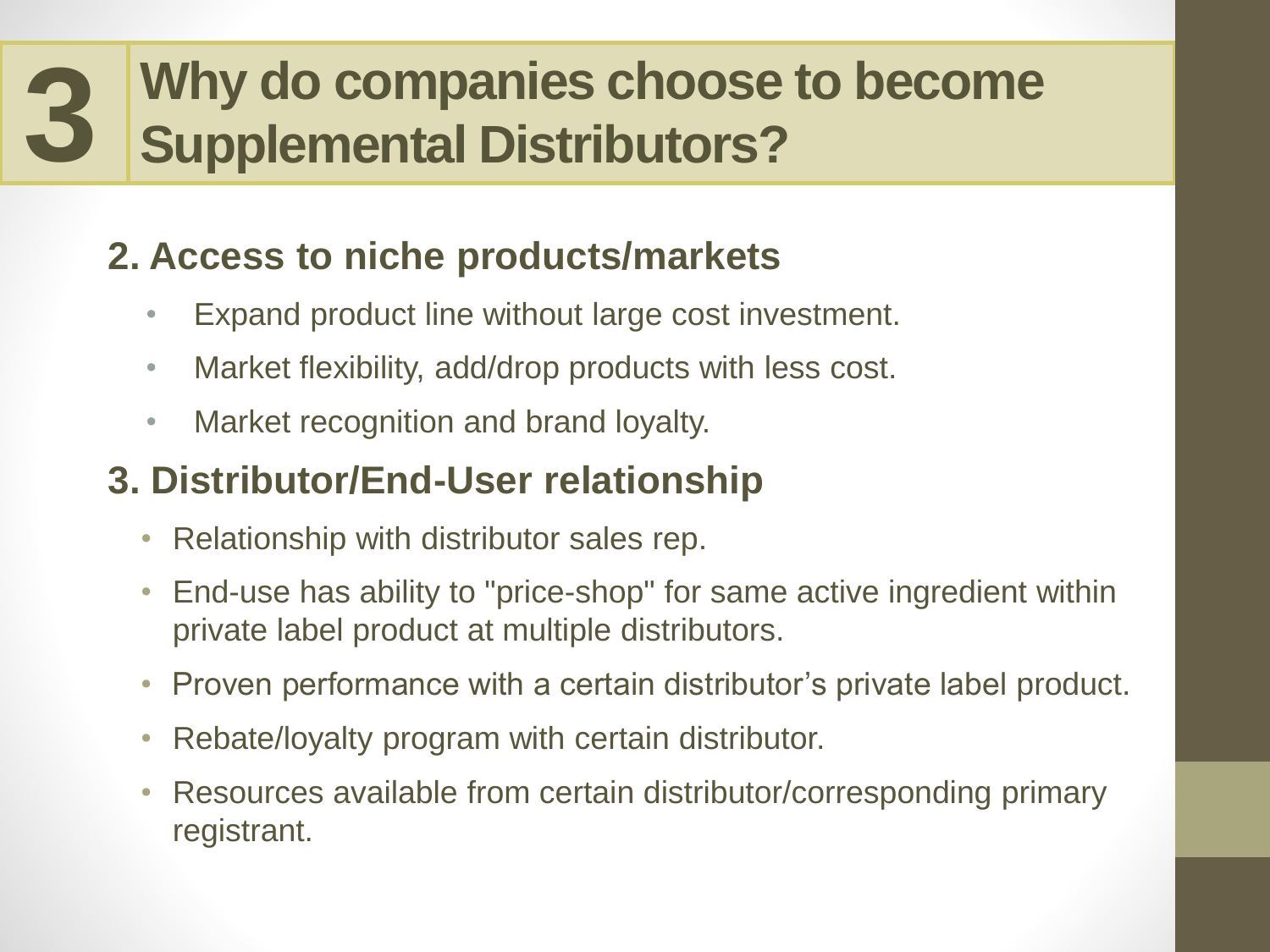# 3 Why do companies choose to become Supplemental Distributors?

## 2. Access to niche products/markets

- Expand product line without large cost investment.
- Market flexibility, add/drop products with less cost.
- Market recognition and brand loyalty.

## 3. Distributor/End-User relationship

- Relationship with distributor sales rep.
- End-use has ability to "price-shop" for same active ingredient within private label product at multiple distributors.
- Proven performance with a certain distributor's private label product.
- Rebate/loyalty program with certain distributor.
- Resources available from certain distributor/corresponding primary registrant.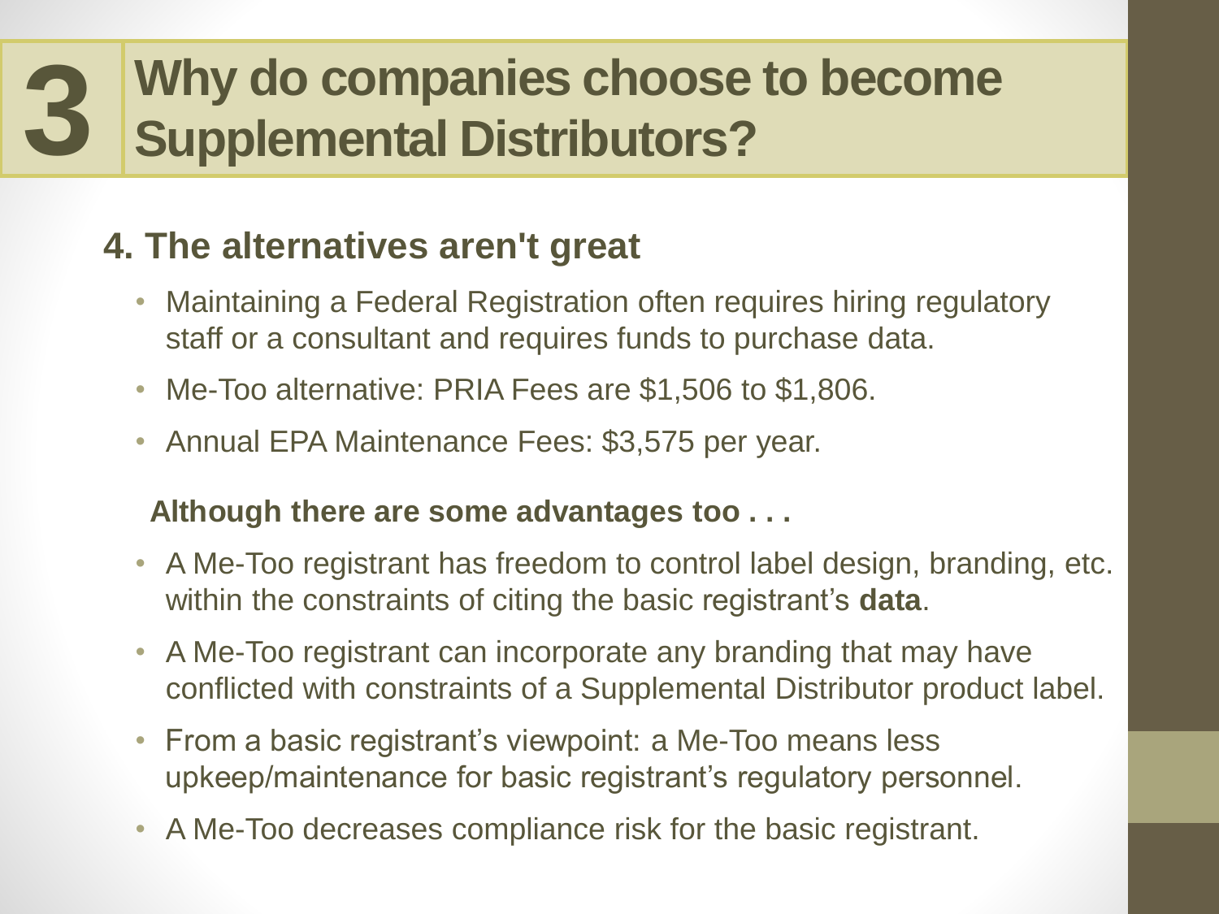# 3 Why do companies choose to become Supplemental Distributors?

## 4. The alternatives aren't great

- Maintaining a Federal Registration often requires hiring regulatory staff or a consultant and requires funds to purchase data.
- Me-Too alternative: PRIA Fees are $1,506 to $1,806.
- Annual EPA Maintenance Fees: $3,575 per year.

**Although there are some advantages too . . .**

- A Me-Too registrant has freedom to control label design, branding, etc. within the constraints of citing the basic registrant's **data**.
- A Me-Too registrant can incorporate any branding that may have conflicted with constraints of a Supplemental Distributor product label.
- From a basic registrant's viewpoint: a Me-Too means less upkeep/maintenance for basic registrant's regulatory personnel.
- A Me-Too decreases compliance risk for the basic registrant.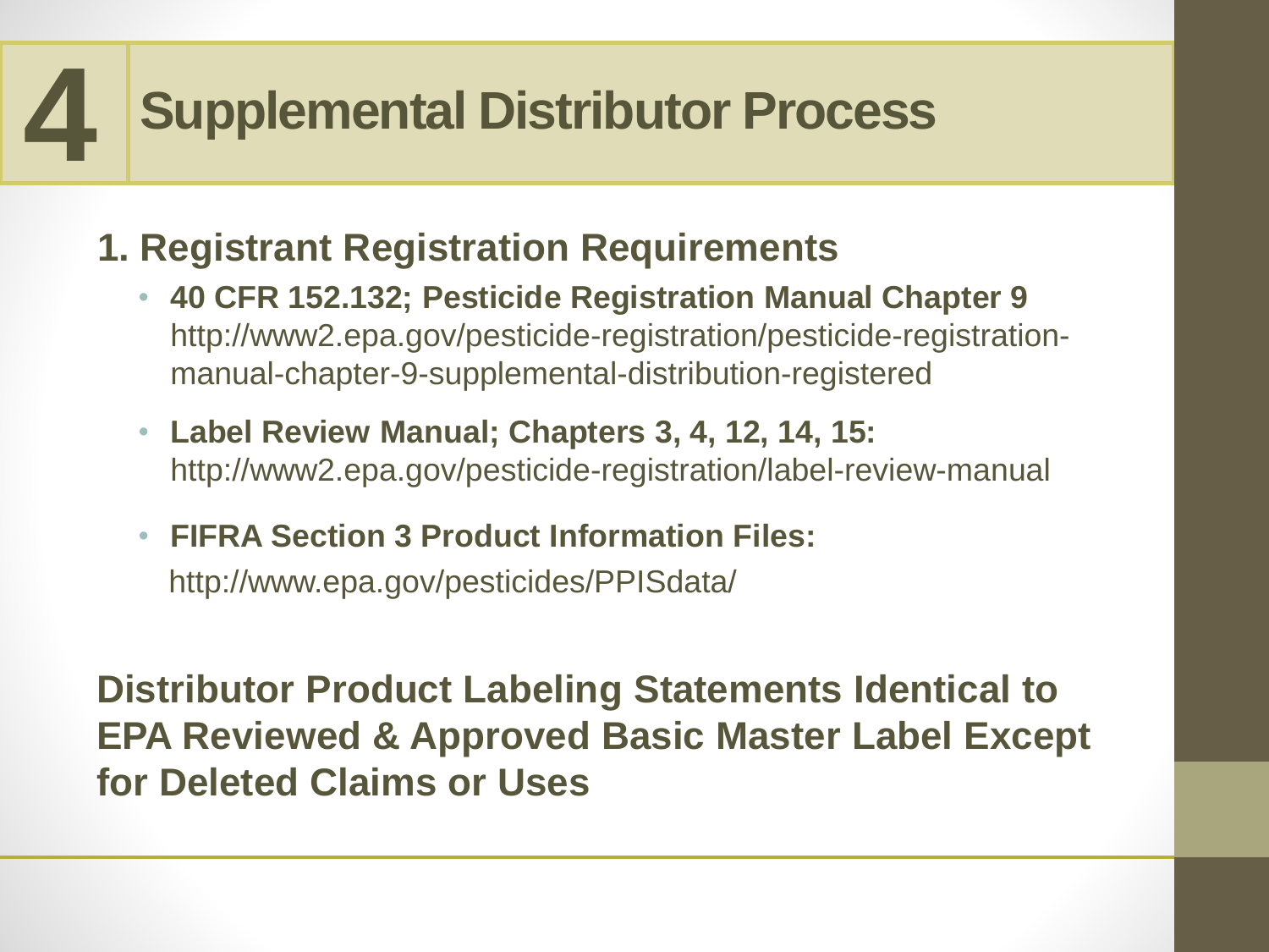# 4 Supplemental Distributor Process

## 1. Registrant Registration Requirements

- **40 CFR 152.132; Pesticide Registration Manual Chapter 9** http://www2.epa.gov/pesticide-registration/pesticide-registration-manual-chapter-9-supplemental-distribution-registered
- **Label Review Manual; Chapters 3, 4, 12, 14, 15:** http://www2.epa.gov/pesticide-registration/label-review-manual
- **FIFRA Section 3 Product Information Files:** http://www.epa.gov/pesticides/PPISdata/

**Distributor Product Labeling Statements Identical to EPA Reviewed & Approved Basic Master Label Except for Deleted Claims or Uses**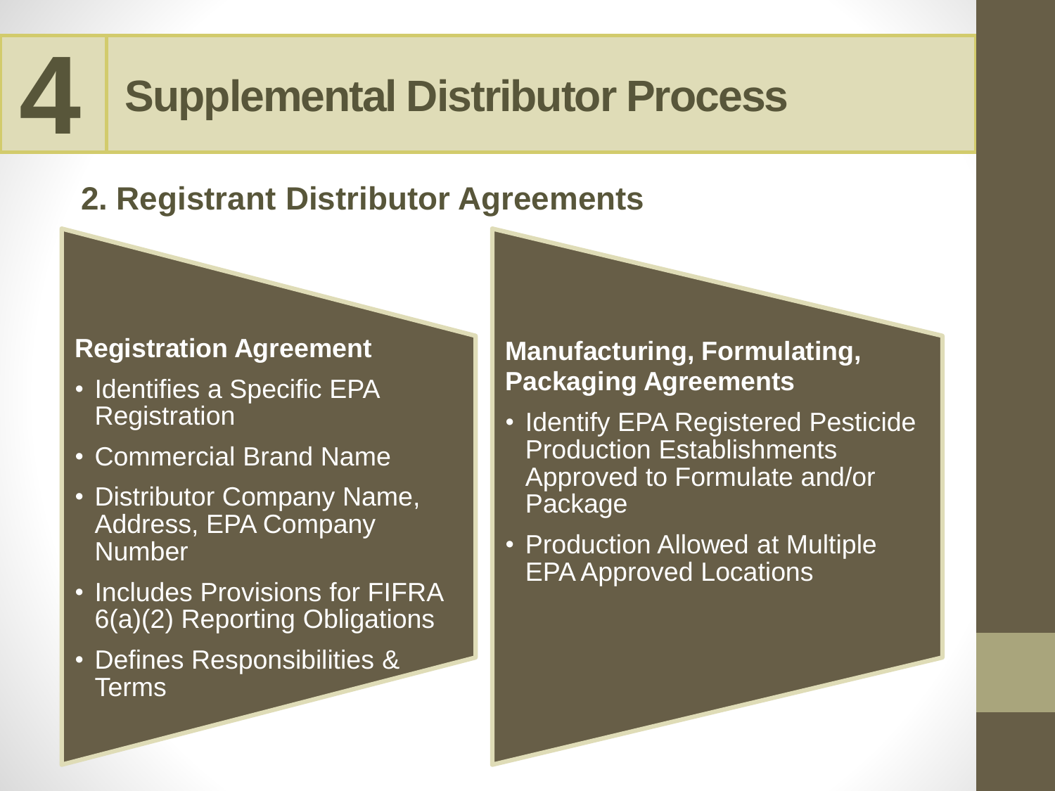# 4 Supplemental Distributor Process

## 2. Registrant Distributor Agreements

**Registration Agreement**

- Identifies a Specific EPA Registration
- Commercial Brand Name
- Distributor Company Name, Address, EPA Company Number
- Includes Provisions for FIFRA 6(a)(2) Reporting Obligations
- Defines Responsibilities & Terms

**Manufacturing, Formulating, Packaging Agreements**

- Identify EPA Registered Pesticide Production Establishments Approved to Formulate and/or Package
- Production Allowed at Multiple EPA Approved Locations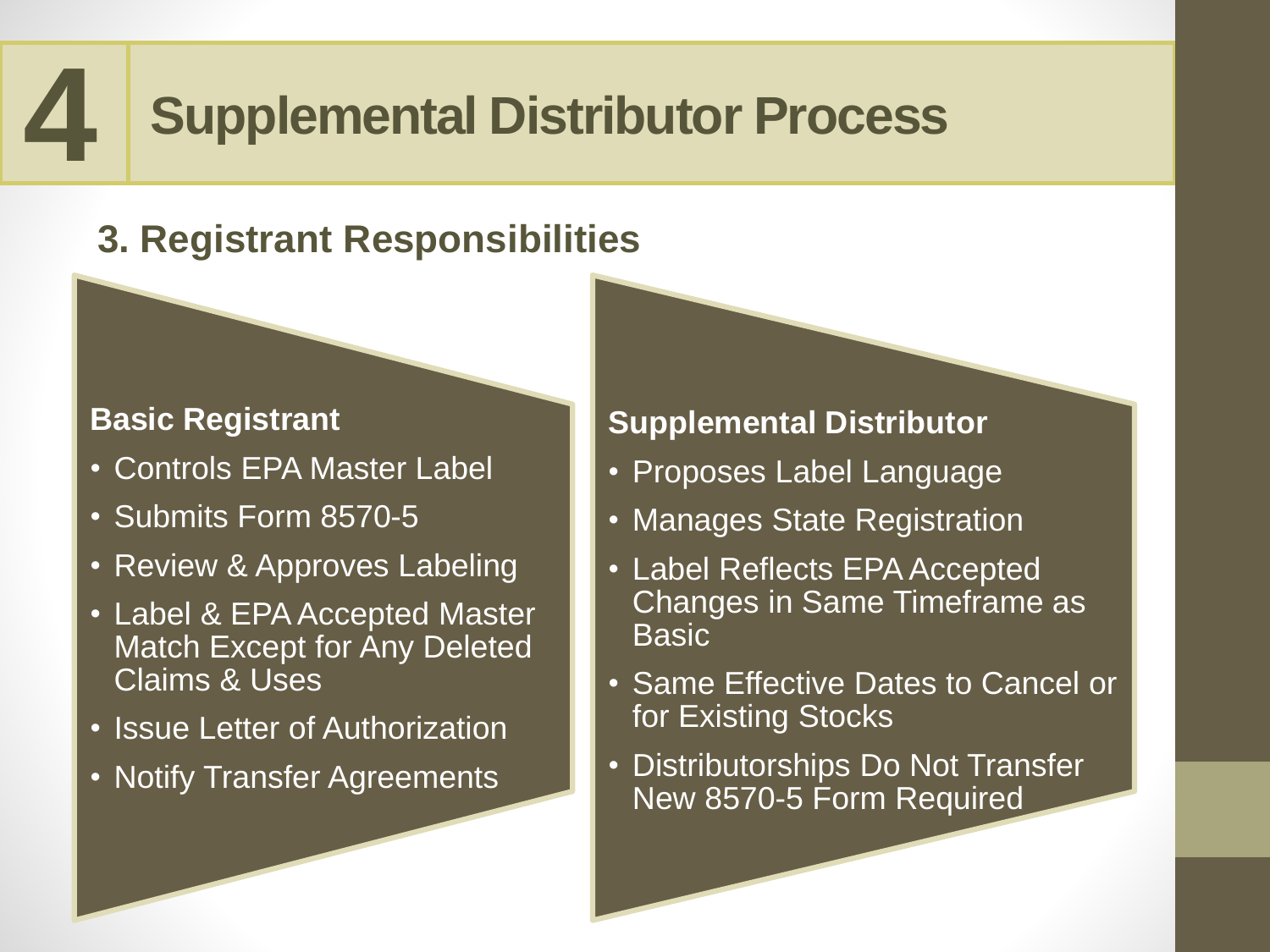# 4 Supplemental Distributor Process

## 3. Registrant Responsibilities

**Basic Registrant**

- Controls EPA Master Label
- Submits Form 8570-5
- Review & Approves Labeling
- Label & EPA Accepted Master Match Except for Any Deleted Claims & Uses
- Issue Letter of Authorization
- Notify Transfer Agreements

**Supplemental Distributor**

- Proposes Label Language
- Manages State Registration
- Label Reflects EPA Accepted Changes in Same Timeframe as Basic
- Same Effective Dates to Cancel or for Existing Stocks
- Distributorships Do Not Transfer New 8570-5 Form Required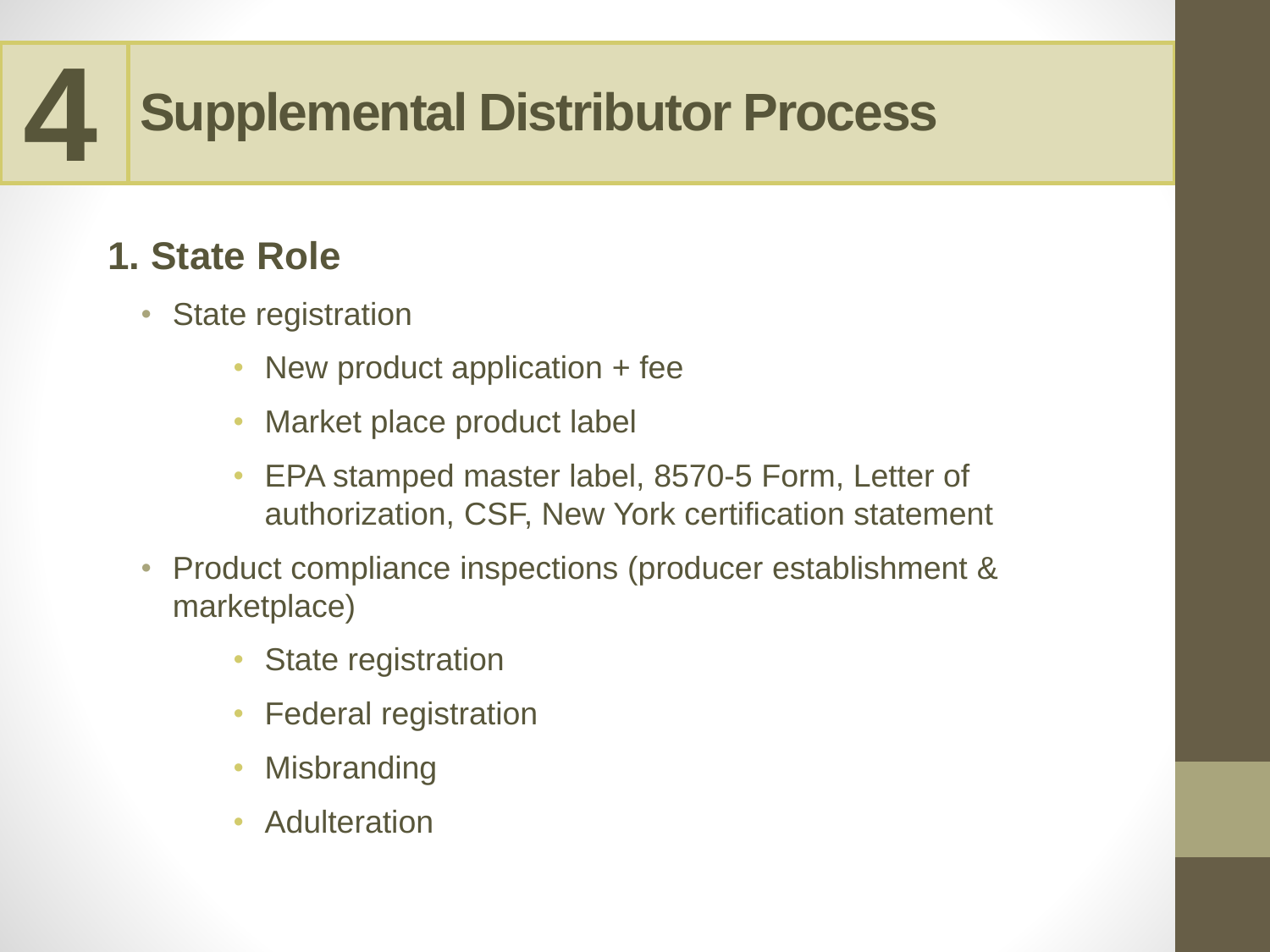# 4 Supplemental Distributor Process

## 1. State Role

- State registration
  - New product application + fee
  - Market place product label
  - EPA stamped master label, 8570-5 Form, Letter of authorization, CSF, New York certification statement
- Product compliance inspections (producer establishment & marketplace)
  - State registration
  - Federal registration
  - Misbranding
  - Adulteration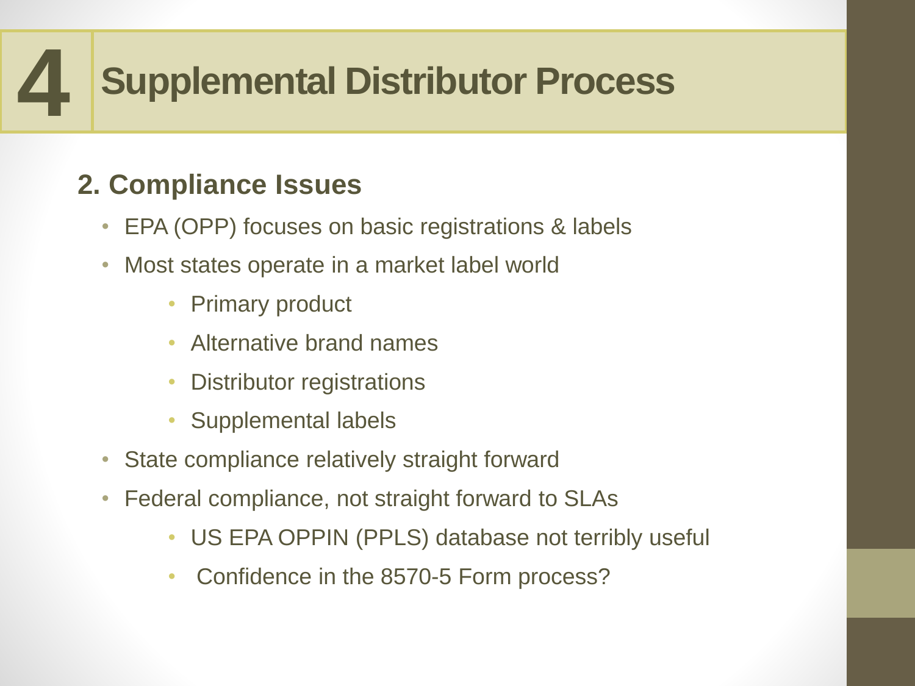# 4 Supplemental Distributor Process

## 2. Compliance Issues

- EPA (OPP) focuses on basic registrations & labels
- Most states operate in a market label world
    - Primary product
    - Alternative brand names
    - Distributor registrations
    - Supplemental labels
- State compliance relatively straight forward
- Federal compliance, not straight forward to SLAs
    - US EPA OPPIN (PPLS) database not terribly useful
    - Confidence in the 8570-5 Form process?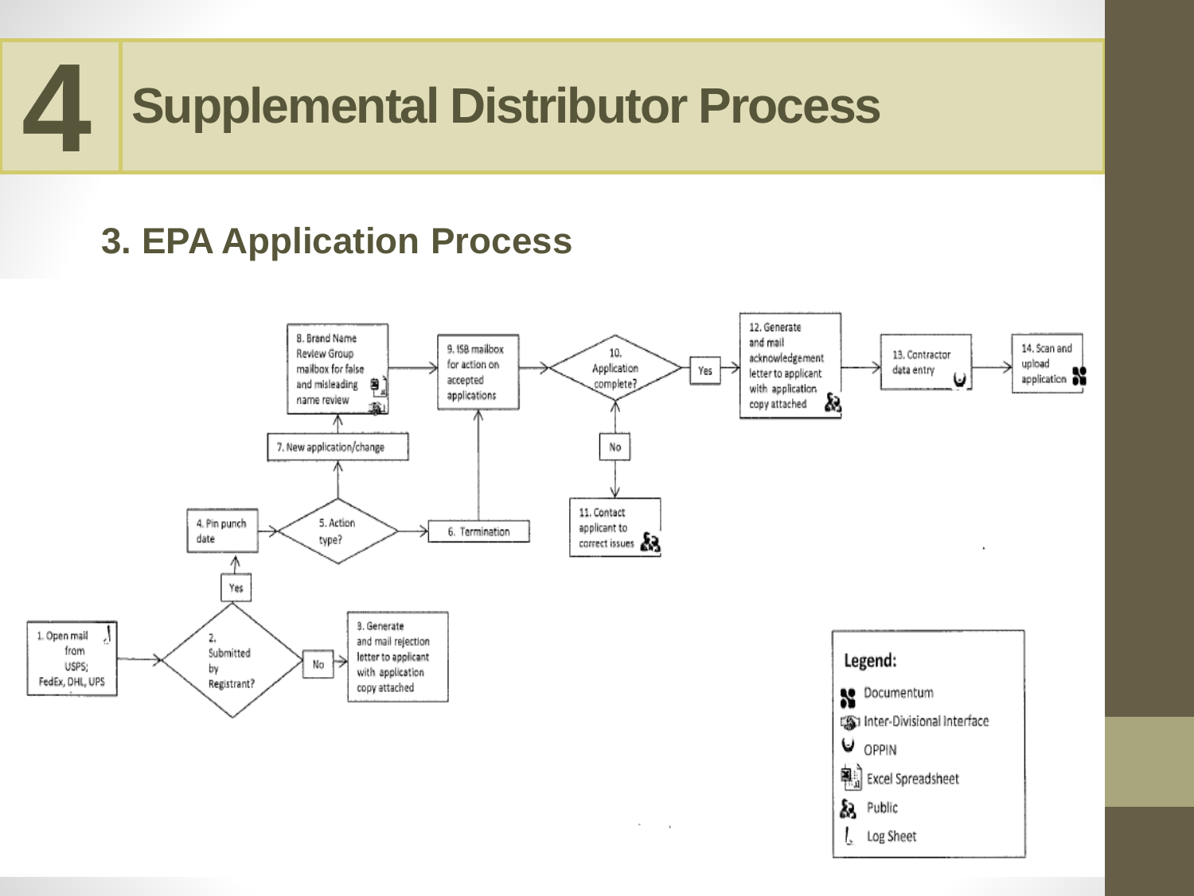# 4 Supplemental Distributor Process

## 3. EPA Application Process

1. Open mail from USPS; FedEx, DHL, UPS

2. Submitted by Registrant?

No → 3. Generate and mail rejection letter to applicant with application copy attached

Yes → 4. Pin punch date

5. Action type?

6. Termination

7. New application/change

8. Brand Name Review Group mailbox for false and misleading name review

9. ISB mailbox for action on accepted applications

10. Application complete?

No → 11. Contact applicant to correct issues

Yes → 12. Generate and mail acknowledgement letter to applicant with application copy attached

13. Contractor data entry

14. Scan and upload application

**Legend:**

- Documentum
- Inter-Divisional Interface
- OPPIN
- Excel Spreadsheet
- Public
- Log Sheet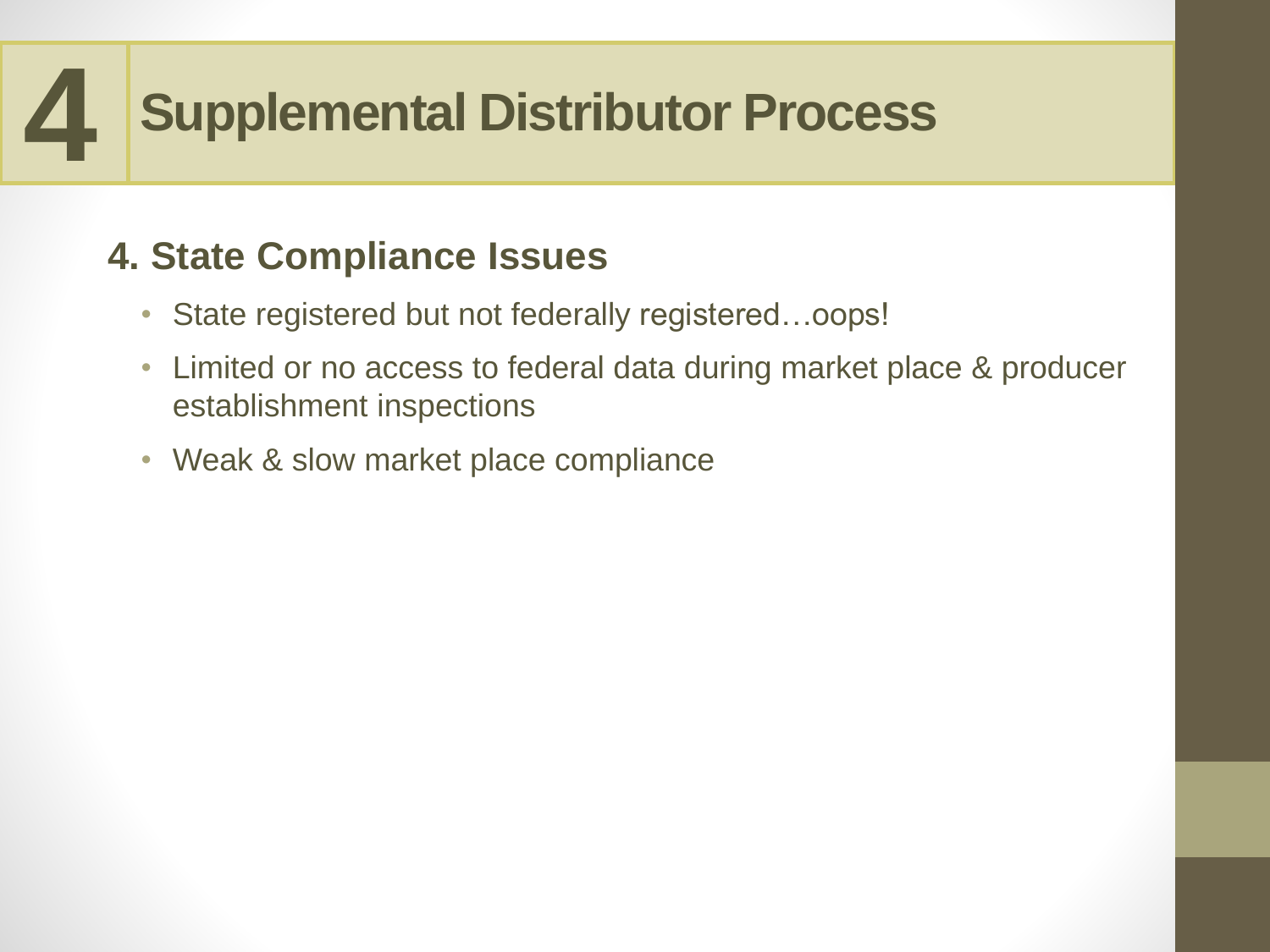# 4 Supplemental Distributor Process

## 4. State Compliance Issues

- State registered but not federally registered…oops!
- Limited or no access to federal data during market place & producer establishment inspections
- Weak & slow market place compliance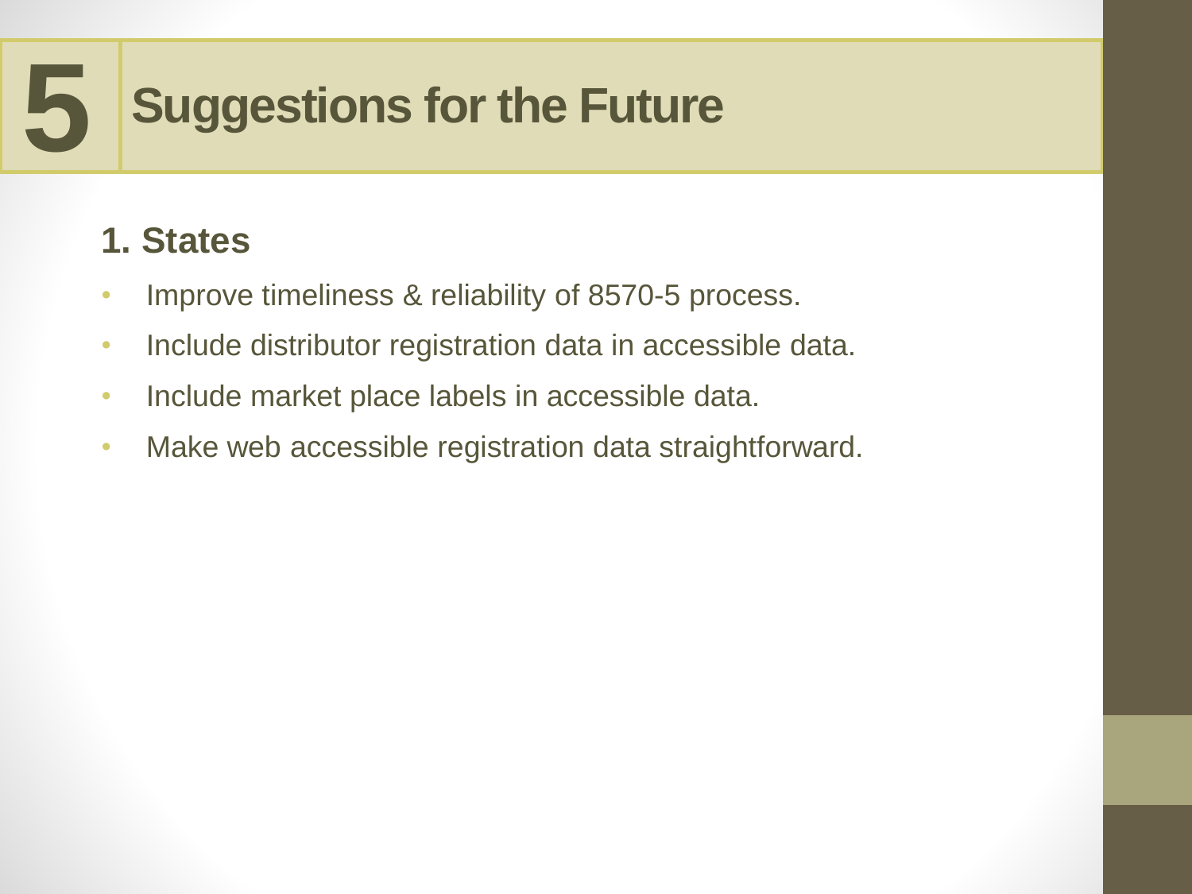# 5 Suggestions for the Future

## 1. States

- Improve timeliness & reliability of 8570-5 process.
- Include distributor registration data in accessible data.
- Include market place labels in accessible data.
- Make web accessible registration data straightforward.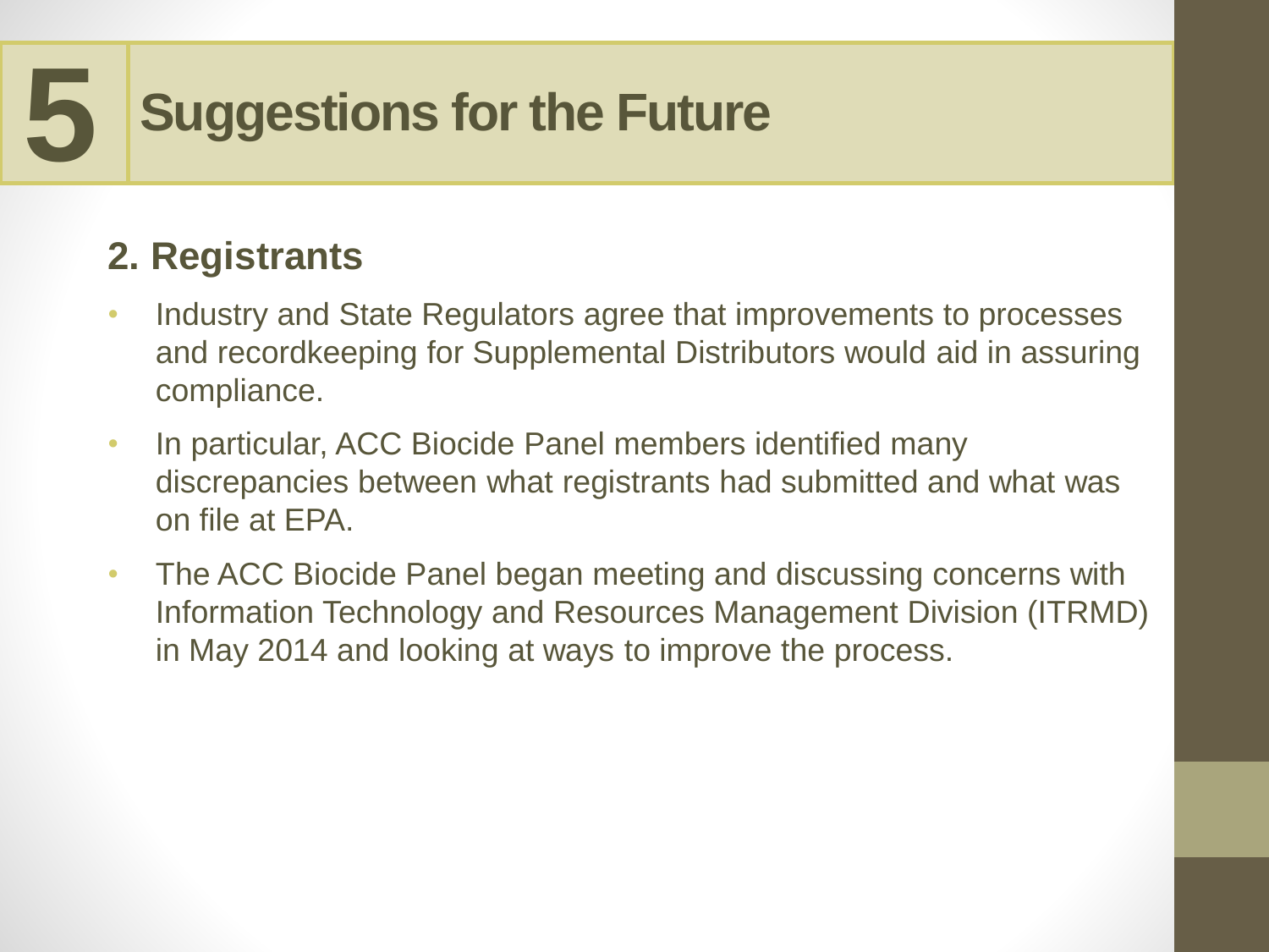# 5 Suggestions for the Future

## 2. Registrants

- Industry and State Regulators agree that improvements to processes and recordkeeping for Supplemental Distributors would aid in assuring compliance.
- In particular, ACC Biocide Panel members identified many discrepancies between what registrants had submitted and what was on file at EPA.
- The ACC Biocide Panel began meeting and discussing concerns with Information Technology and Resources Management Division (ITRMD) in May 2014 and looking at ways to improve the process.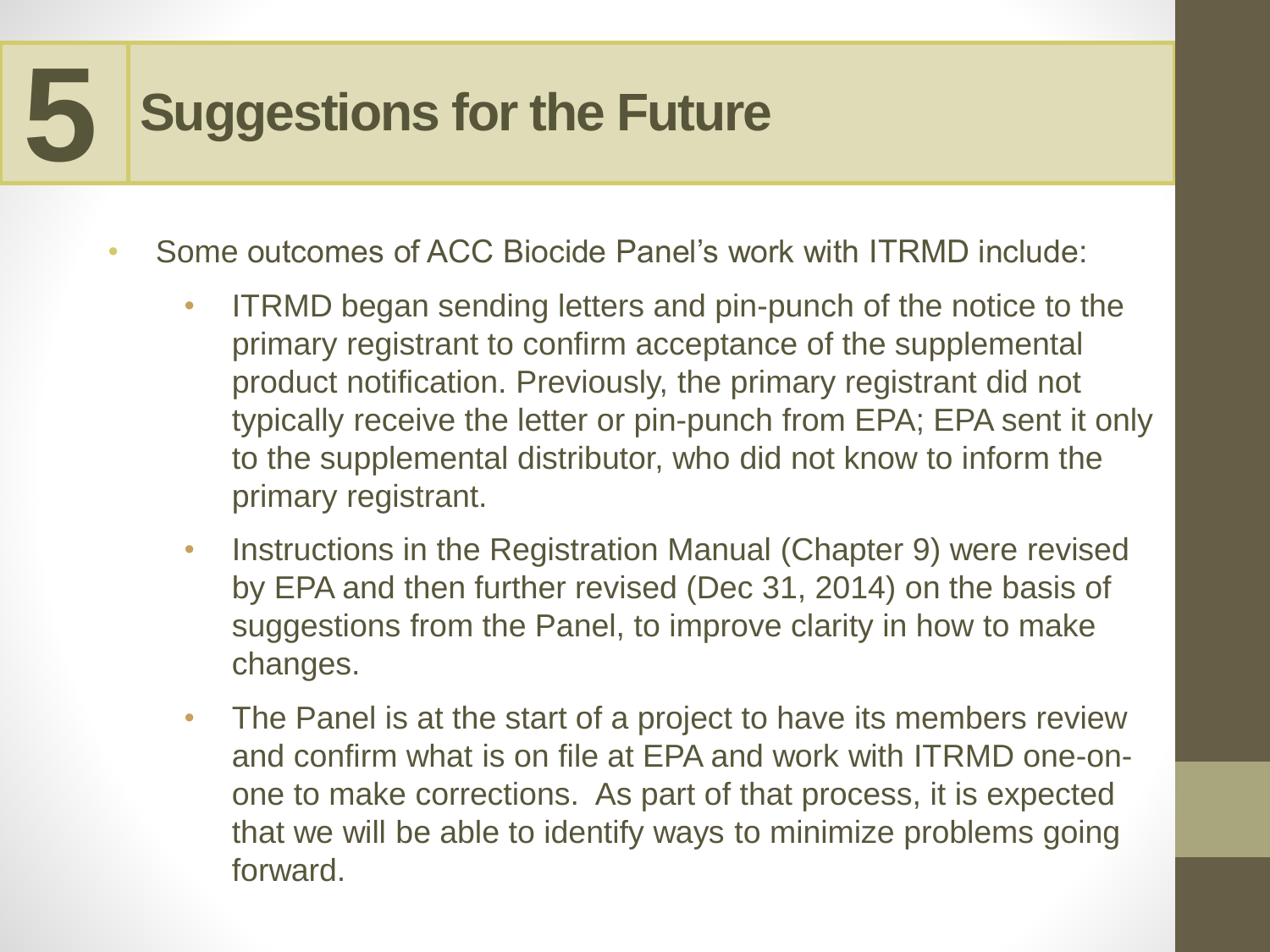# 5 Suggestions for the Future

- Some outcomes of ACC Biocide Panel's work with ITRMD include:
  - ITRMD began sending letters and pin-punch of the notice to the primary registrant to confirm acceptance of the supplemental product notification. Previously, the primary registrant did not typically receive the letter or pin-punch from EPA; EPA sent it only to the supplemental distributor, who did not know to inform the primary registrant.
  - Instructions in the Registration Manual (Chapter 9) were revised by EPA and then further revised (Dec 31, 2014) on the basis of suggestions from the Panel, to improve clarity in how to make changes.
  - The Panel is at the start of a project to have its members review and confirm what is on file at EPA and work with ITRMD one-on-one to make corrections. As part of that process, it is expected that we will be able to identify ways to minimize problems going forward.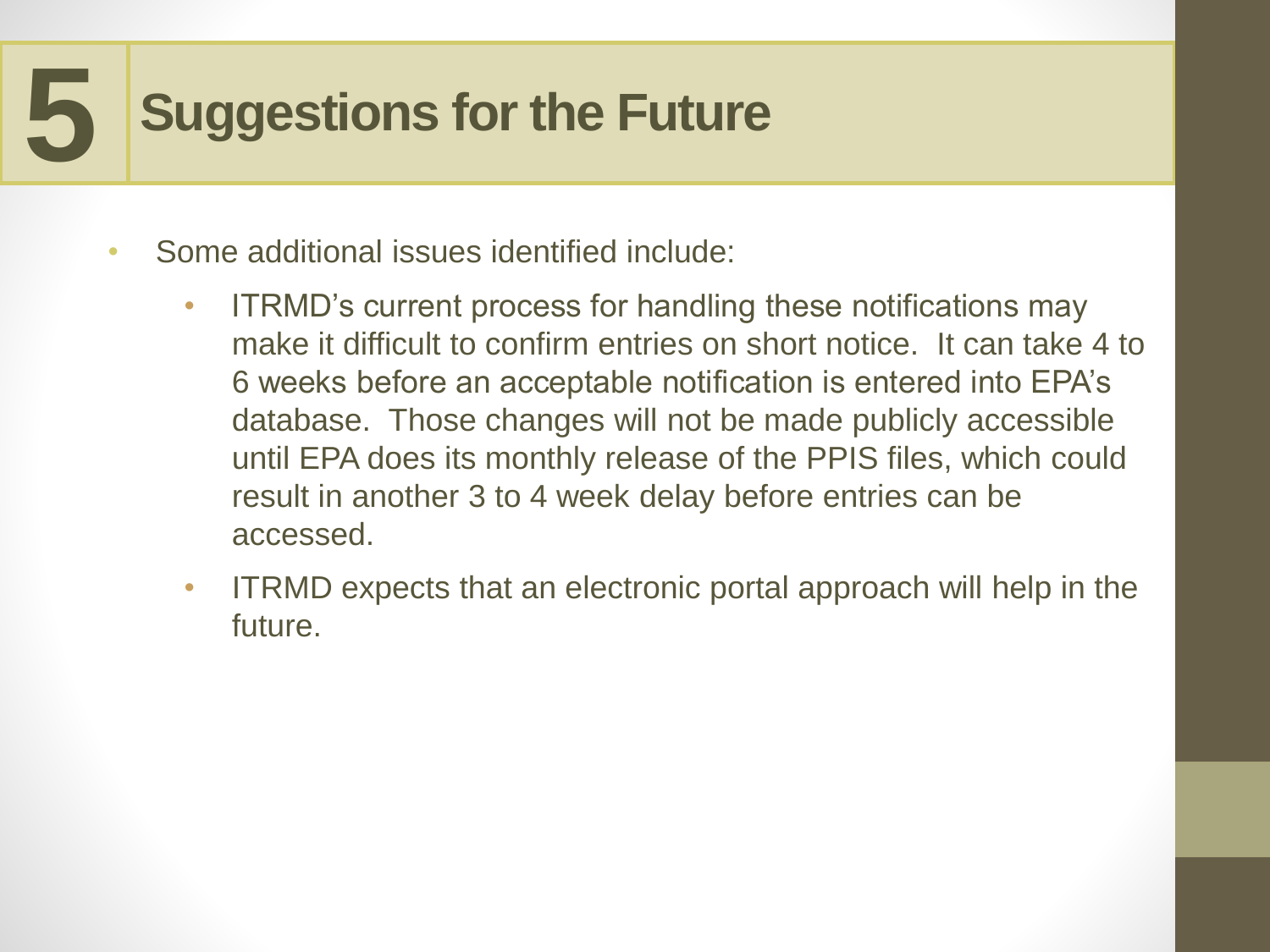# 5 Suggestions for the Future

- Some additional issues identified include:
  - ITRMD's current process for handling these notifications may make it difficult to confirm entries on short notice. It can take 4 to 6 weeks before an acceptable notification is entered into EPA's database. Those changes will not be made publicly accessible until EPA does its monthly release of the PPIS files, which could result in another 3 to 4 week delay before entries can be accessed.
  - ITRMD expects that an electronic portal approach will help in the future.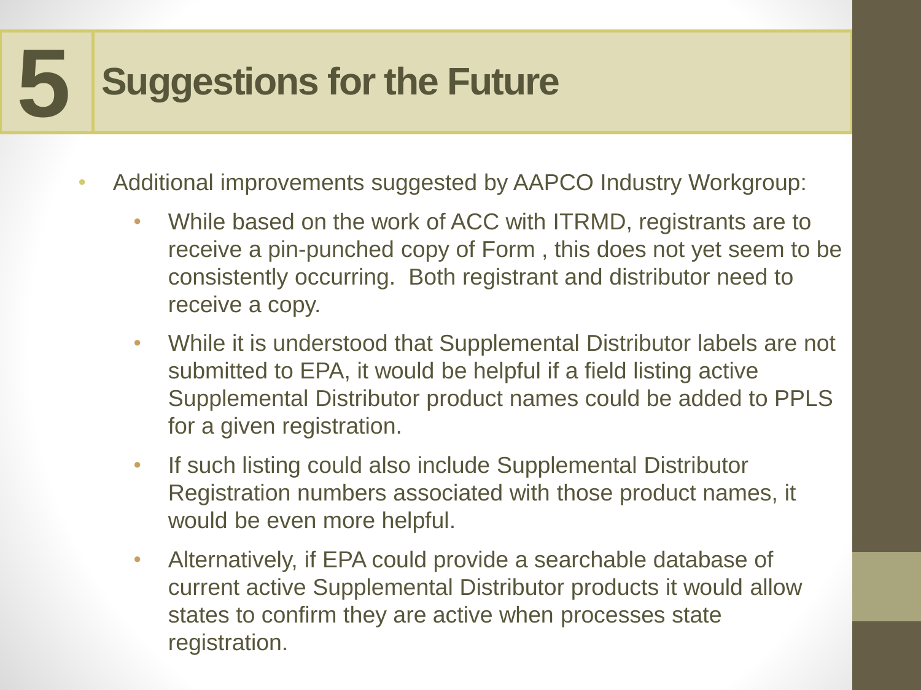# 5 Suggestions for the Future

- Additional improvements suggested by AAPCO Industry Workgroup:
  - While based on the work of ACC with ITRMD, registrants are to receive a pin-punched copy of Form , this does not yet seem to be consistently occurring.  Both registrant and distributor need to receive a copy.
  - While it is understood that Supplemental Distributor labels are not submitted to EPA, it would be helpful if a field listing active Supplemental Distributor product names could be added to PPLS for a given registration.
  - If such listing could also include Supplemental Distributor Registration numbers associated with those product names, it would be even more helpful.
  - Alternatively, if EPA could provide a searchable database of current active Supplemental Distributor products it would allow states to confirm they are active when processes state registration.